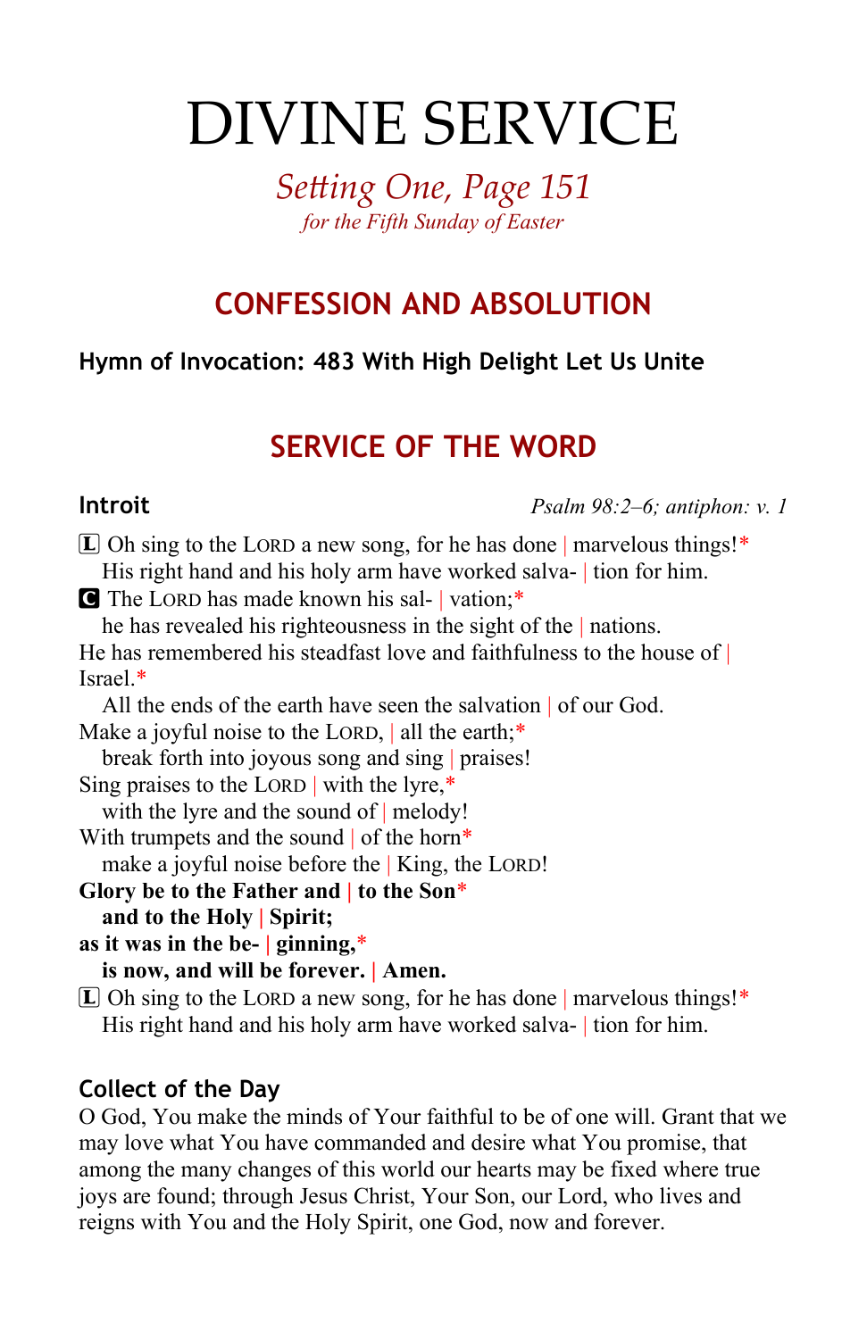# DIVINE SERVICE

*Setting One, Page 151*
*for the Fifth Sunday of Easter*

## CONFESSION AND ABSOLUTION

**Hymn of Invocation: 483 With High Delight Let Us Unite**

## SERVICE OF THE WORD

**Introit** *Psalm 98:2–6; antiphon: v. 1*

L Oh sing to the LORD a new song, for he has done | marvelous things!*
His right hand and his holy arm have worked salva- | tion for him.
C The LORD has made known his sal- | vation;*
he has revealed his righteousness in the sight of the | nations.
He has remembered his steadfast love and faithfulness to the house of | Israel.*
All the ends of the earth have seen the salvation | of our God.
Make a joyful noise to the LORD, | all the earth;*
break forth into joyous song and sing | praises!
Sing praises to the LORD | with the lyre,*
with the lyre and the sound of | melody!
With trumpets and the sound | of the horn*
make a joyful noise before the | King, the LORD!
**Glory be to the Father and | to the Son***
**and to the Holy | Spirit;**
**as it was in the be- | ginning,***
**is now, and will be forever. | Amen.**
L Oh sing to the LORD a new song, for he has done | marvelous things!*
His right hand and his holy arm have worked salva- | tion for him.

**Collect of the Day**

O God, You make the minds of Your faithful to be of one will. Grant that we may love what You have commanded and desire what You promise, that among the many changes of this world our hearts may be fixed where true joys are found; through Jesus Christ, Your Son, our Lord, who lives and reigns with You and the Holy Spirit, one God, now and forever.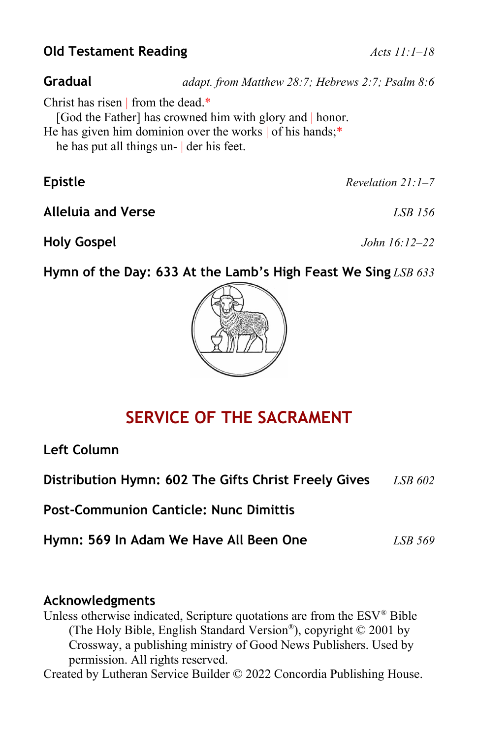**Old Testament Reading** *Acts 11:1–18*

**Gradual** *adapt. from Matthew 28:7; Hebrews 2:7; Psalm 8:6*

Christ has risen | from the dead.*
   [God the Father] has crowned him with glory and | honor.
He has given him dominion over the works | of his hands;*
   he has put all things un- | der his feet.

**Epistle** *Revelation 21:1–7*

**Alleluia and Verse** *LSB 156*

**Holy Gospel** *John 16:12–22*

**Hymn of the Day: 633 At the Lamb's High Feast We Sing** *LSB 633*

## SERVICE OF THE SACRAMENT

**Left Column**

**Distribution Hymn: 602 The Gifts Christ Freely Gives** *LSB 602*

**Post-Communion Canticle: Nunc Dimittis**

**Hymn: 569 In Adam We Have All Been One** *LSB 569*

**Acknowledgments**

Unless otherwise indicated, Scripture quotations are from the ESV® Bible (The Holy Bible, English Standard Version®), copyright © 2001 by Crossway, a publishing ministry of Good News Publishers. Used by permission. All rights reserved.

Created by Lutheran Service Builder © 2022 Concordia Publishing House.